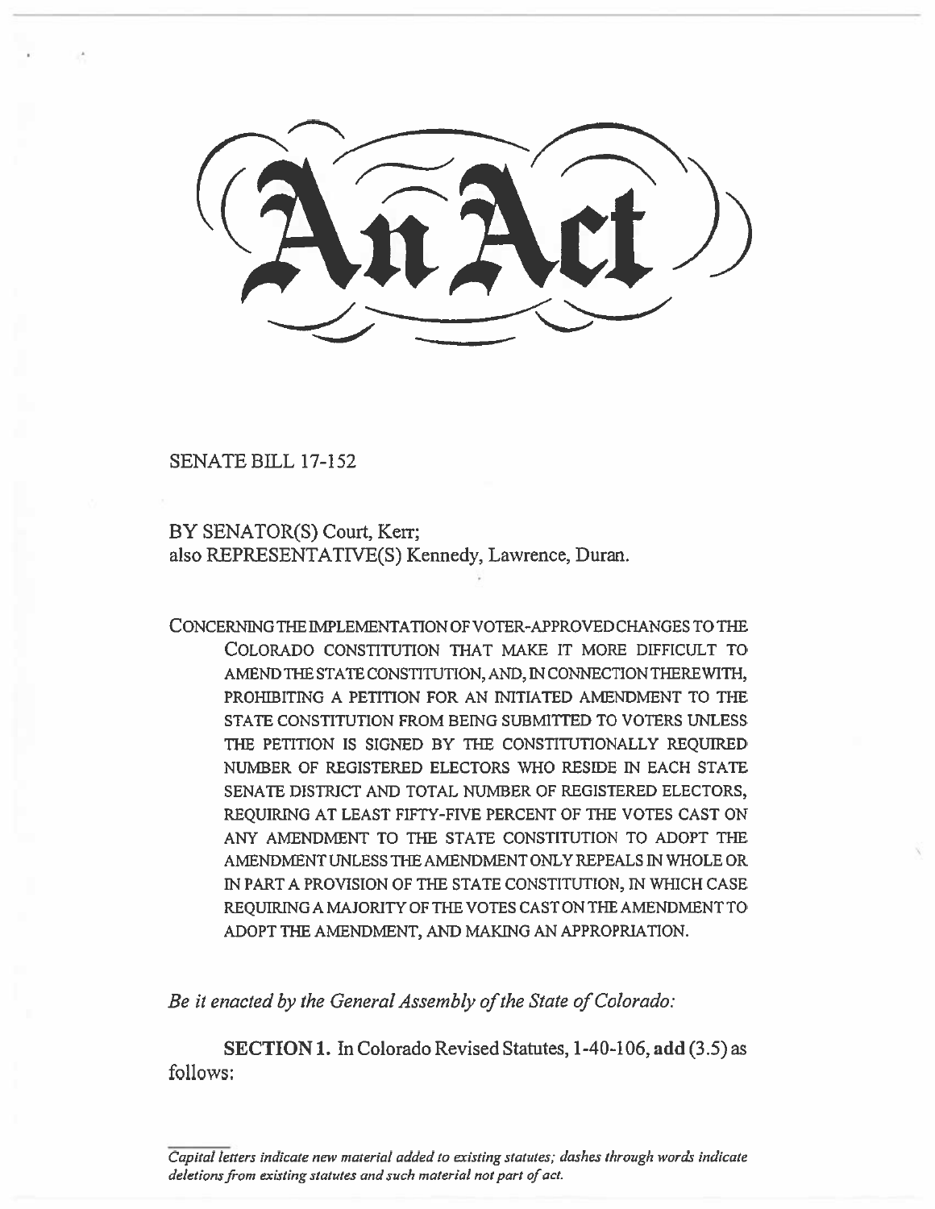# An Act

SENATE BILL 17-152

BY SENATOR(S) Court, Kerr;
also REPRESENTATIVE(S) Kennedy, Lawrence, Duran.

CONCERNING THE IMPLEMENTATION OF VOTER-APPROVED CHANGES TO THE COLORADO CONSTITUTION THAT MAKE IT MORE DIFFICULT TO AMEND THE STATE CONSTITUTION, AND, IN CONNECTION THEREWITH, PROHIBITING A PETITION FOR AN INITIATED AMENDMENT TO THE STATE CONSTITUTION FROM BEING SUBMITTED TO VOTERS UNLESS THE PETITION IS SIGNED BY THE CONSTITUTIONALLY REQUIRED NUMBER OF REGISTERED ELECTORS WHO RESIDE IN EACH STATE SENATE DISTRICT AND TOTAL NUMBER OF REGISTERED ELECTORS, REQUIRING AT LEAST FIFTY-FIVE PERCENT OF THE VOTES CAST ON ANY AMENDMENT TO THE STATE CONSTITUTION TO ADOPT THE AMENDMENT UNLESS THE AMENDMENT ONLY REPEALS IN WHOLE OR IN PART A PROVISION OF THE STATE CONSTITUTION, IN WHICH CASE REQUIRING A MAJORITY OF THE VOTES CAST ON THE AMENDMENT TO ADOPT THE AMENDMENT, AND MAKING AN APPROPRIATION.

*Be it enacted by the General Assembly of the State of Colorado:*

**SECTION 1.** In Colorado Revised Statutes, 1-40-106, **add** (3.5) as follows:

*Capital letters indicate new material added to existing statutes; dashes through words indicate deletions from existing statutes and such material not part of act.*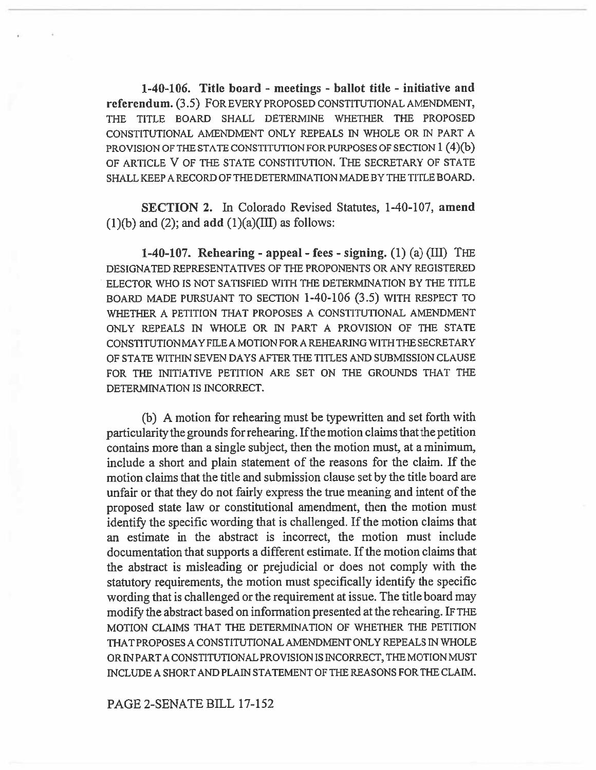**1-40-106. Title board - meetings - ballot title - initiative and referendum.** (3.5) FOR EVERY PROPOSED CONSTITUTIONAL AMENDMENT, THE TITLE BOARD SHALL DETERMINE WHETHER THE PROPOSED CONSTITUTIONAL AMENDMENT ONLY REPEALS IN WHOLE OR IN PART A PROVISION OF THE STATE CONSTITUTION FOR PURPOSES OF SECTION 1 (4)(b) OF ARTICLE V OF THE STATE CONSTITUTION. THE SECRETARY OF STATE SHALL KEEP A RECORD OF THE DETERMINATION MADE BY THE TITLE BOARD.

**SECTION 2.** In Colorado Revised Statutes, 1-40-107, **amend** (1)(b) and (2); and **add** (1)(a)(III) as follows:

**1-40-107. Rehearing - appeal - fees - signing.** (1) (a) (III) THE DESIGNATED REPRESENTATIVES OF THE PROPONENTS OR ANY REGISTERED ELECTOR WHO IS NOT SATISFIED WITH THE DETERMINATION BY THE TITLE BOARD MADE PURSUANT TO SECTION 1-40-106 (3.5) WITH RESPECT TO WHETHER A PETITION THAT PROPOSES A CONSTITUTIONAL AMENDMENT ONLY REPEALS IN WHOLE OR IN PART A PROVISION OF THE STATE CONSTITUTION MAY FILE A MOTION FOR A REHEARING WITH THE SECRETARY OF STATE WITHIN SEVEN DAYS AFTER THE TITLES AND SUBMISSION CLAUSE FOR THE INITIATIVE PETITION ARE SET ON THE GROUNDS THAT THE DETERMINATION IS INCORRECT.

(b) A motion for rehearing must be typewritten and set forth with particularity the grounds for rehearing. If the motion claims that the petition contains more than a single subject, then the motion must, at a minimum, include a short and plain statement of the reasons for the claim. If the motion claims that the title and submission clause set by the title board are unfair or that they do not fairly express the true meaning and intent of the proposed state law or constitutional amendment, then the motion must identify the specific wording that is challenged. If the motion claims that an estimate in the abstract is incorrect, the motion must include documentation that supports a different estimate. If the motion claims that the abstract is misleading or prejudicial or does not comply with the statutory requirements, the motion must specifically identify the specific wording that is challenged or the requirement at issue. The title board may modify the abstract based on information presented at the rehearing. IF THE MOTION CLAIMS THAT THE DETERMINATION OF WHETHER THE PETITION THAT PROPOSES A CONSTITUTIONAL AMENDMENT ONLY REPEALS IN WHOLE OR IN PART A CONSTITUTIONAL PROVISION IS INCORRECT, THE MOTION MUST INCLUDE A SHORT AND PLAIN STATEMENT OF THE REASONS FOR THE CLAIM.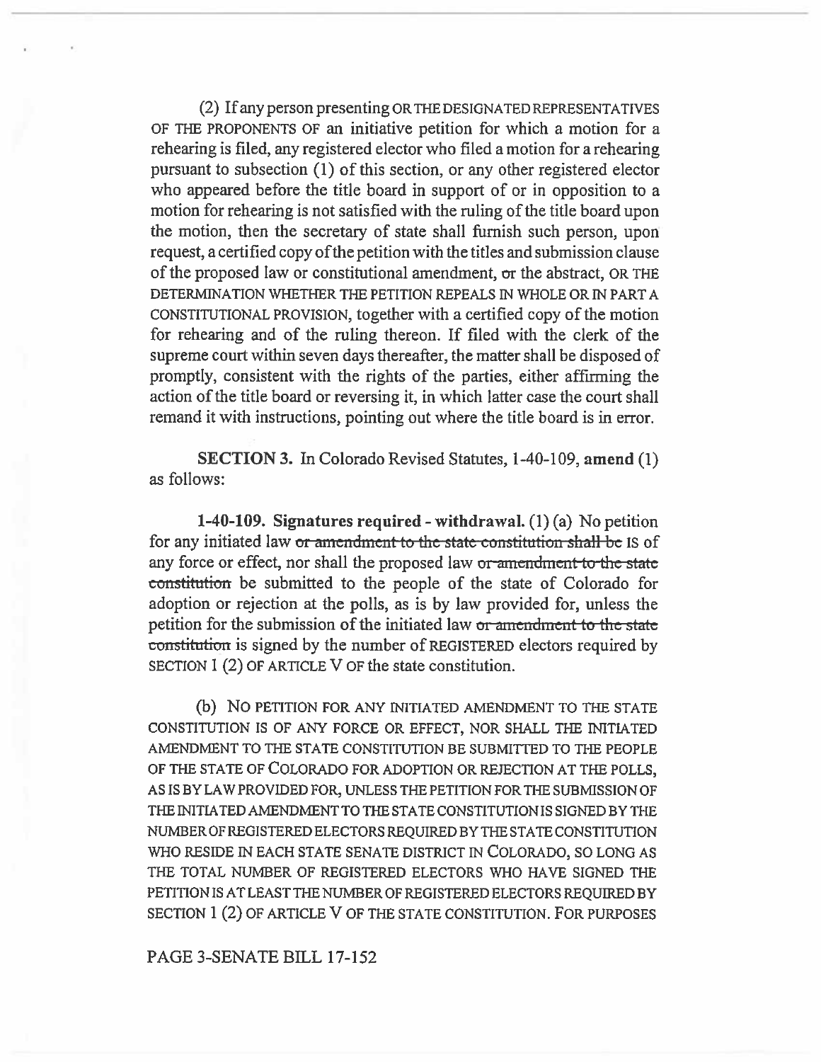(2) If any person presenting OR THE DESIGNATED REPRESENTATIVES OF THE PROPONENTS OF an initiative petition for which a motion for a rehearing is filed, any registered elector who filed a motion for a rehearing pursuant to subsection (1) of this section, or any other registered elector who appeared before the title board in support of or in opposition to a motion for rehearing is not satisfied with the ruling of the title board upon the motion, then the secretary of state shall furnish such person, upon request, a certified copy of the petition with the titles and submission clause of the proposed law or constitutional amendment, ~~or~~ the abstract, OR THE DETERMINATION WHETHER THE PETITION REPEALS IN WHOLE OR IN PART A CONSTITUTIONAL PROVISION, together with a certified copy of the motion for rehearing and of the ruling thereon. If filed with the clerk of the supreme court within seven days thereafter, the matter shall be disposed of promptly, consistent with the rights of the parties, either affirming the action of the title board or reversing it, in which latter case the court shall remand it with instructions, pointing out where the title board is in error.

**SECTION 3.** In Colorado Revised Statutes, 1-40-109, **amend** (1) as follows:

**1-40-109. Signatures required - withdrawal.** (1) (a) No petition for any initiated law ~~or amendment to the state constitution shall be~~ IS of any force or effect, nor shall the proposed law ~~or amendment to the state constitution~~ be submitted to the people of the state of Colorado for adoption or rejection at the polls, as is by law provided for, unless the petition for the submission of the initiated law ~~or amendment to the state constitution~~ is signed by the number of REGISTERED electors required by SECTION 1 (2) OF ARTICLE V OF the state constitution.

(b) NO PETITION FOR ANY INITIATED AMENDMENT TO THE STATE CONSTITUTION IS OF ANY FORCE OR EFFECT, NOR SHALL THE INITIATED AMENDMENT TO THE STATE CONSTITUTION BE SUBMITTED TO THE PEOPLE OF THE STATE OF COLORADO FOR ADOPTION OR REJECTION AT THE POLLS, AS IS BY LAW PROVIDED FOR, UNLESS THE PETITION FOR THE SUBMISSION OF THE INITIATED AMENDMENT TO THE STATE CONSTITUTION IS SIGNED BY THE NUMBER OF REGISTERED ELECTORS REQUIRED BY THE STATE CONSTITUTION WHO RESIDE IN EACH STATE SENATE DISTRICT IN COLORADO, SO LONG AS THE TOTAL NUMBER OF REGISTERED ELECTORS WHO HAVE SIGNED THE PETITION IS AT LEAST THE NUMBER OF REGISTERED ELECTORS REQUIRED BY SECTION 1 (2) OF ARTICLE V OF THE STATE CONSTITUTION. FOR PURPOSES

PAGE 3-SENATE BILL 17-152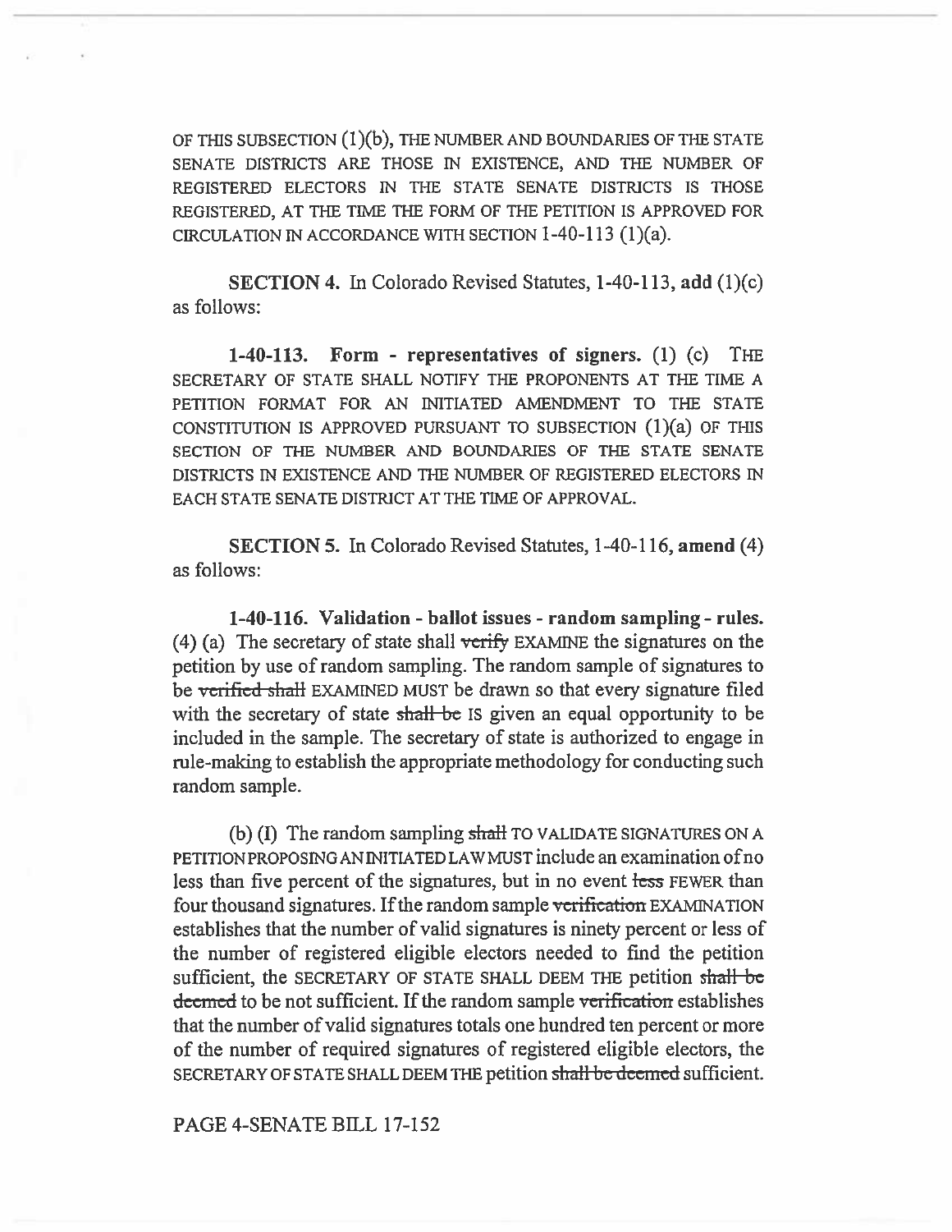OF THIS SUBSECTION (1)(b), THE NUMBER AND BOUNDARIES OF THE STATE SENATE DISTRICTS ARE THOSE IN EXISTENCE, AND THE NUMBER OF REGISTERED ELECTORS IN THE STATE SENATE DISTRICTS IS THOSE REGISTERED, AT THE TIME THE FORM OF THE PETITION IS APPROVED FOR CIRCULATION IN ACCORDANCE WITH SECTION 1-40-113 (1)(a).

**SECTION 4.** In Colorado Revised Statutes, 1-40-113, **add** (1)(c) as follows:

**1-40-113. Form - representatives of signers.** (1) (c) THE SECRETARY OF STATE SHALL NOTIFY THE PROPONENTS AT THE TIME A PETITION FORMAT FOR AN INITIATED AMENDMENT TO THE STATE CONSTITUTION IS APPROVED PURSUANT TO SUBSECTION (1)(a) OF THIS SECTION OF THE NUMBER AND BOUNDARIES OF THE STATE SENATE DISTRICTS IN EXISTENCE AND THE NUMBER OF REGISTERED ELECTORS IN EACH STATE SENATE DISTRICT AT THE TIME OF APPROVAL.

**SECTION 5.** In Colorado Revised Statutes, 1-40-116, **amend** (4) as follows:

**1-40-116. Validation - ballot issues - random sampling - rules.** (4) (a) The secretary of state shall ~~verify~~ EXAMINE the signatures on the petition by use of random sampling. The random sample of signatures to be ~~verified shall~~ EXAMINED MUST be drawn so that every signature filed with the secretary of state ~~shall be~~ IS given an equal opportunity to be included in the sample. The secretary of state is authorized to engage in rule-making to establish the appropriate methodology for conducting such random sample.

(b) (I) The random sampling ~~shall~~ TO VALIDATE SIGNATURES ON A PETITION PROPOSING AN INITIATED LAW MUST include an examination of no less than five percent of the signatures, but in no event ~~less~~ FEWER than four thousand signatures. If the random sample ~~verification~~ EXAMINATION establishes that the number of valid signatures is ninety percent or less of the number of registered eligible electors needed to find the petition sufficient, the SECRETARY OF STATE SHALL DEEM THE petition ~~shall be deemed~~ to be not sufficient. If the random sample ~~verification~~ establishes that the number of valid signatures totals one hundred ten percent or more of the number of required signatures of registered eligible electors, the SECRETARY OF STATE SHALL DEEM THE petition ~~shall be deemed~~ sufficient.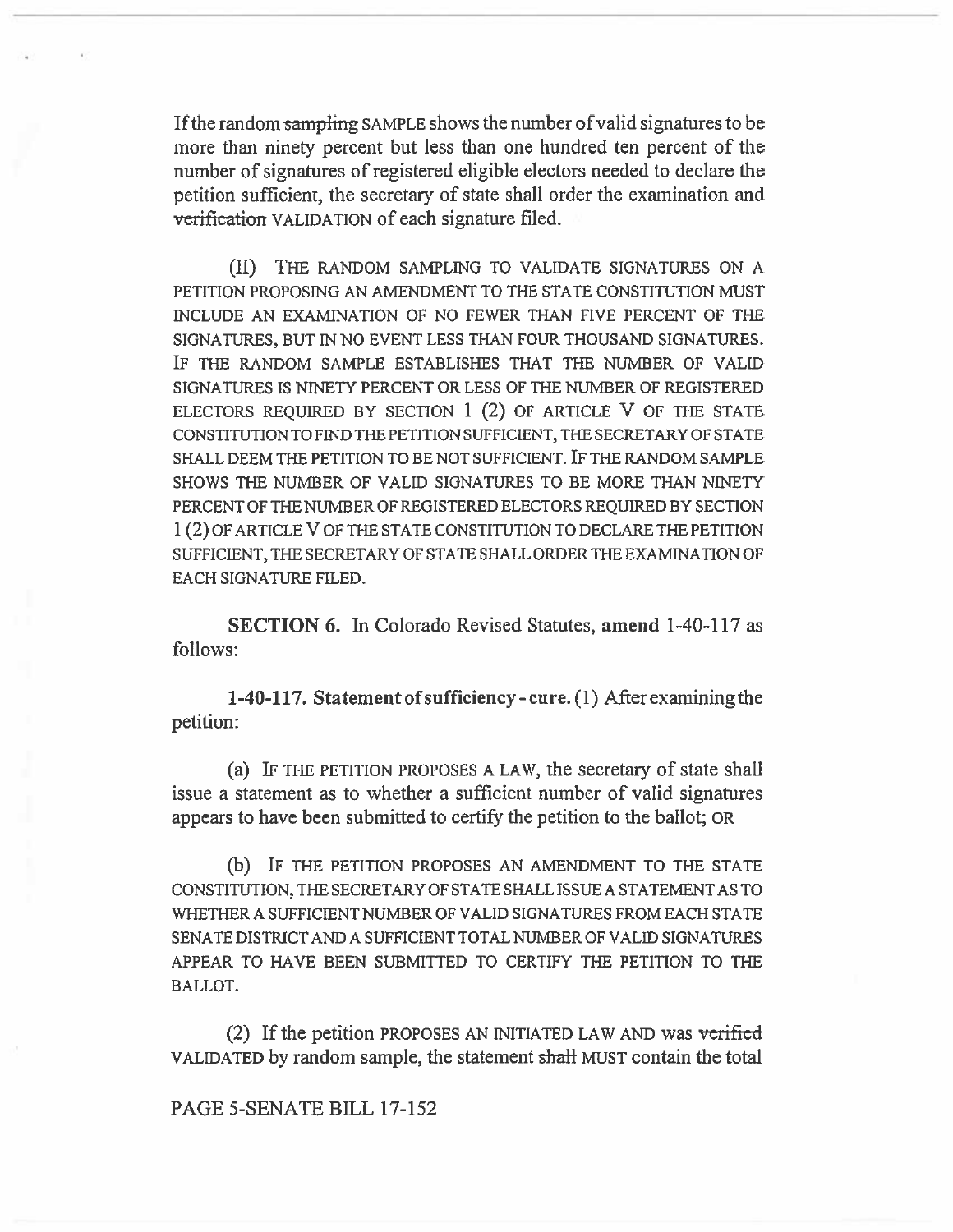If the random ~~sampling~~ SAMPLE shows the number of valid signatures to be more than ninety percent but less than one hundred ten percent of the number of signatures of registered eligible electors needed to declare the petition sufficient, the secretary of state shall order the examination and ~~verification~~ VALIDATION of each signature filed.

(II) THE RANDOM SAMPLING TO VALIDATE SIGNATURES ON A PETITION PROPOSING AN AMENDMENT TO THE STATE CONSTITUTION MUST INCLUDE AN EXAMINATION OF NO FEWER THAN FIVE PERCENT OF THE SIGNATURES, BUT IN NO EVENT LESS THAN FOUR THOUSAND SIGNATURES. IF THE RANDOM SAMPLE ESTABLISHES THAT THE NUMBER OF VALID SIGNATURES IS NINETY PERCENT OR LESS OF THE NUMBER OF REGISTERED ELECTORS REQUIRED BY SECTION 1 (2) OF ARTICLE V OF THE STATE CONSTITUTION TO FIND THE PETITION SUFFICIENT, THE SECRETARY OF STATE SHALL DEEM THE PETITION TO BE NOT SUFFICIENT. IF THE RANDOM SAMPLE SHOWS THE NUMBER OF VALID SIGNATURES TO BE MORE THAN NINETY PERCENT OF THE NUMBER OF REGISTERED ELECTORS REQUIRED BY SECTION 1 (2) OF ARTICLE V OF THE STATE CONSTITUTION TO DECLARE THE PETITION SUFFICIENT, THE SECRETARY OF STATE SHALL ORDER THE EXAMINATION OF EACH SIGNATURE FILED.

**SECTION 6.** In Colorado Revised Statutes, **amend** 1-40-117 as follows:

**1-40-117. Statement of sufficiency - cure.** (1) After examining the petition:

(a) IF THE PETITION PROPOSES A LAW, the secretary of state shall issue a statement as to whether a sufficient number of valid signatures appears to have been submitted to certify the petition to the ballot; OR

(b) IF THE PETITION PROPOSES AN AMENDMENT TO THE STATE CONSTITUTION, THE SECRETARY OF STATE SHALL ISSUE A STATEMENT AS TO WHETHER A SUFFICIENT NUMBER OF VALID SIGNATURES FROM EACH STATE SENATE DISTRICT AND A SUFFICIENT TOTAL NUMBER OF VALID SIGNATURES APPEAR TO HAVE BEEN SUBMITTED TO CERTIFY THE PETITION TO THE BALLOT.

(2) If the petition PROPOSES AN INITIATED LAW AND was ~~verified~~ VALIDATED by random sample, the statement ~~shall~~ MUST contain the total

PAGE 5-SENATE BILL 17-152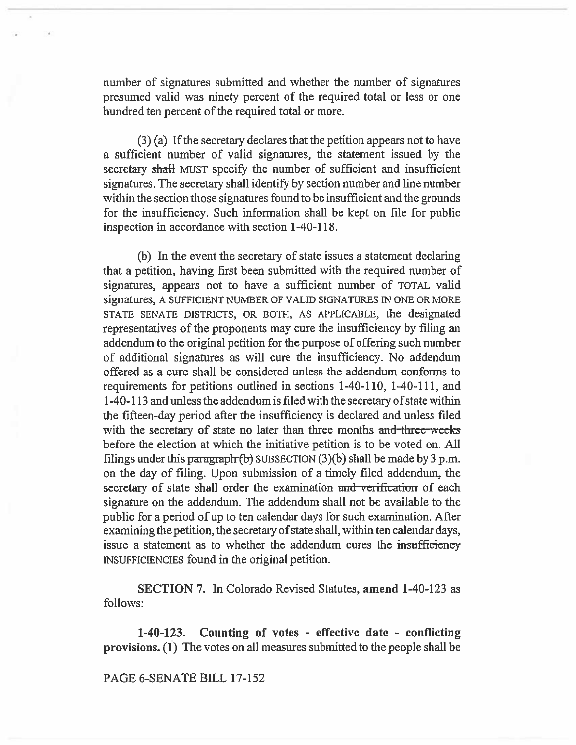number of signatures submitted and whether the number of signatures presumed valid was ninety percent of the required total or less or one hundred ten percent of the required total or more.

(3) (a) If the secretary declares that the petition appears not to have a sufficient number of valid signatures, the statement issued by the secretary ~~shall~~ MUST specify the number of sufficient and insufficient signatures. The secretary shall identify by section number and line number within the section those signatures found to be insufficient and the grounds for the insufficiency. Such information shall be kept on file for public inspection in accordance with section 1-40-118.

(b) In the event the secretary of state issues a statement declaring that a petition, having first been submitted with the required number of signatures, appears not to have a sufficient number of TOTAL valid signatures, A SUFFICIENT NUMBER OF VALID SIGNATURES IN ONE OR MORE STATE SENATE DISTRICTS, OR BOTH, AS APPLICABLE, the designated representatives of the proponents may cure the insufficiency by filing an addendum to the original petition for the purpose of offering such number of additional signatures as will cure the insufficiency. No addendum offered as a cure shall be considered unless the addendum conforms to requirements for petitions outlined in sections 1-40-110, 1-40-111, and 1-40-113 and unless the addendum is filed with the secretary of state within the fifteen-day period after the insufficiency is declared and unless filed with the secretary of state no later than three months ~~and three weeks~~ before the election at which the initiative petition is to be voted on. All filings under this ~~paragraph (b)~~ SUBSECTION (3)(b) shall be made by 3 p.m. on the day of filing. Upon submission of a timely filed addendum, the secretary of state shall order the examination ~~and verification~~ of each signature on the addendum. The addendum shall not be available to the public for a period of up to ten calendar days for such examination. After examining the petition, the secretary of state shall, within ten calendar days, issue a statement as to whether the addendum cures the ~~insufficiency~~ INSUFFICIENCIES found in the original petition.

**SECTION 7.** In Colorado Revised Statutes, **amend** 1-40-123 as follows:

**1-40-123. Counting of votes - effective date - conflicting provisions.** (1) The votes on all measures submitted to the people shall be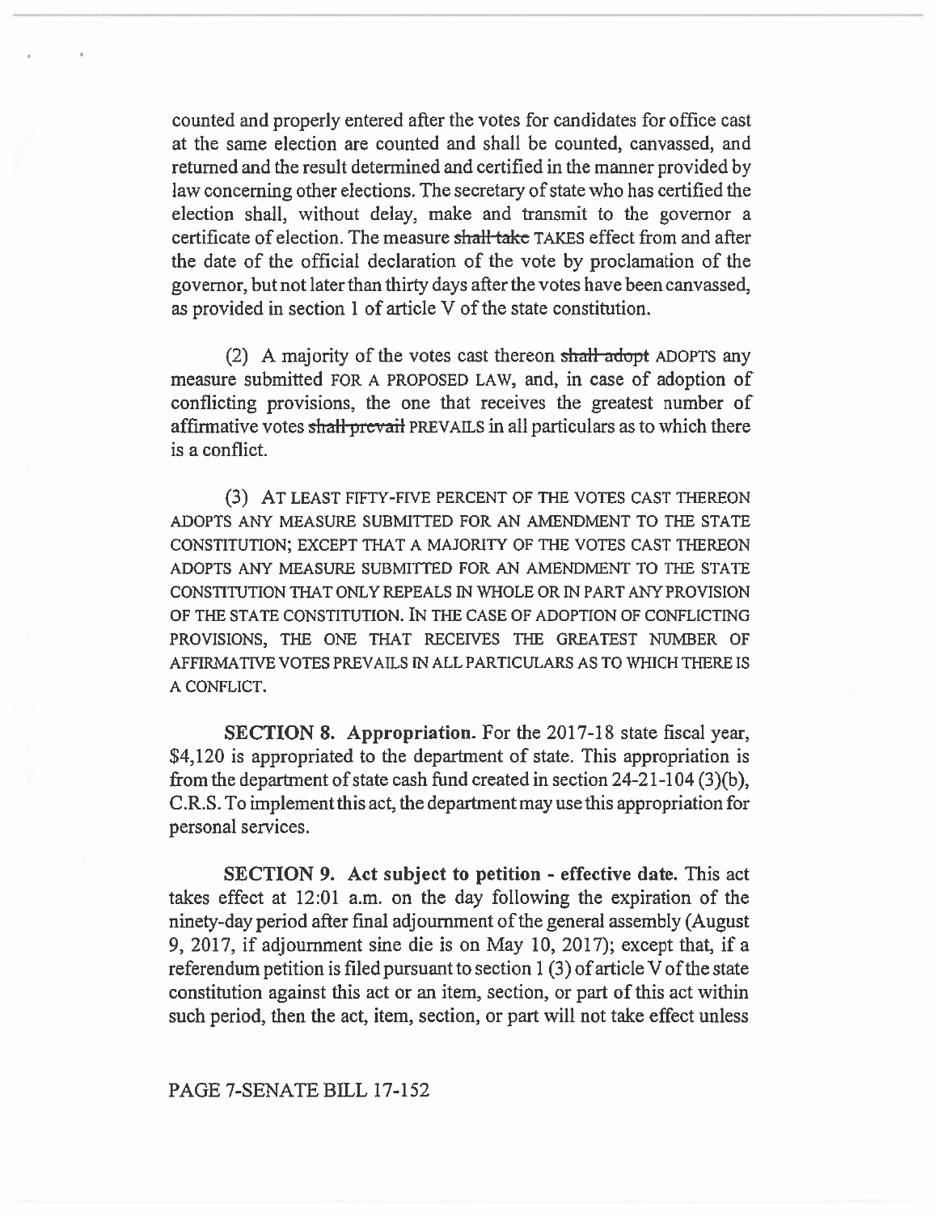counted and properly entered after the votes for candidates for office cast at the same election are counted and shall be counted, canvassed, and returned and the result determined and certified in the manner provided by law concerning other elections. The secretary of state who has certified the election shall, without delay, make and transmit to the governor a certificate of election. The measure ~~shall take~~ TAKES effect from and after the date of the official declaration of the vote by proclamation of the governor, but not later than thirty days after the votes have been canvassed, as provided in section 1 of article V of the state constitution.

(2) A majority of the votes cast thereon ~~shall adopt~~ ADOPTS any measure submitted FOR A PROPOSED LAW, and, in case of adoption of conflicting provisions, the one that receives the greatest number of affirmative votes ~~shall prevail~~ PREVAILS in all particulars as to which there is a conflict.

(3) AT LEAST FIFTY-FIVE PERCENT OF THE VOTES CAST THEREON ADOPTS ANY MEASURE SUBMITTED FOR AN AMENDMENT TO THE STATE CONSTITUTION; EXCEPT THAT A MAJORITY OF THE VOTES CAST THEREON ADOPTS ANY MEASURE SUBMITTED FOR AN AMENDMENT TO THE STATE CONSTITUTION THAT ONLY REPEALS IN WHOLE OR IN PART ANY PROVISION OF THE STATE CONSTITUTION. IN THE CASE OF ADOPTION OF CONFLICTING PROVISIONS, THE ONE THAT RECEIVES THE GREATEST NUMBER OF AFFIRMATIVE VOTES PREVAILS IN ALL PARTICULARS AS TO WHICH THERE IS A CONFLICT.

**SECTION 8. Appropriation.** For the 2017-18 state fiscal year, $4,120 is appropriated to the department of state. This appropriation is from the department of state cash fund created in section 24-21-104 (3)(b), C.R.S. To implement this act, the department may use this appropriation for personal services.

**SECTION 9. Act subject to petition - effective date.** This act takes effect at 12:01 a.m. on the day following the expiration of the ninety-day period after final adjournment of the general assembly (August 9, 2017, if adjournment sine die is on May 10, 2017); except that, if a referendum petition is filed pursuant to section 1 (3) of article V of the state constitution against this act or an item, section, or part of this act within such period, then the act, item, section, or part will not take effect unless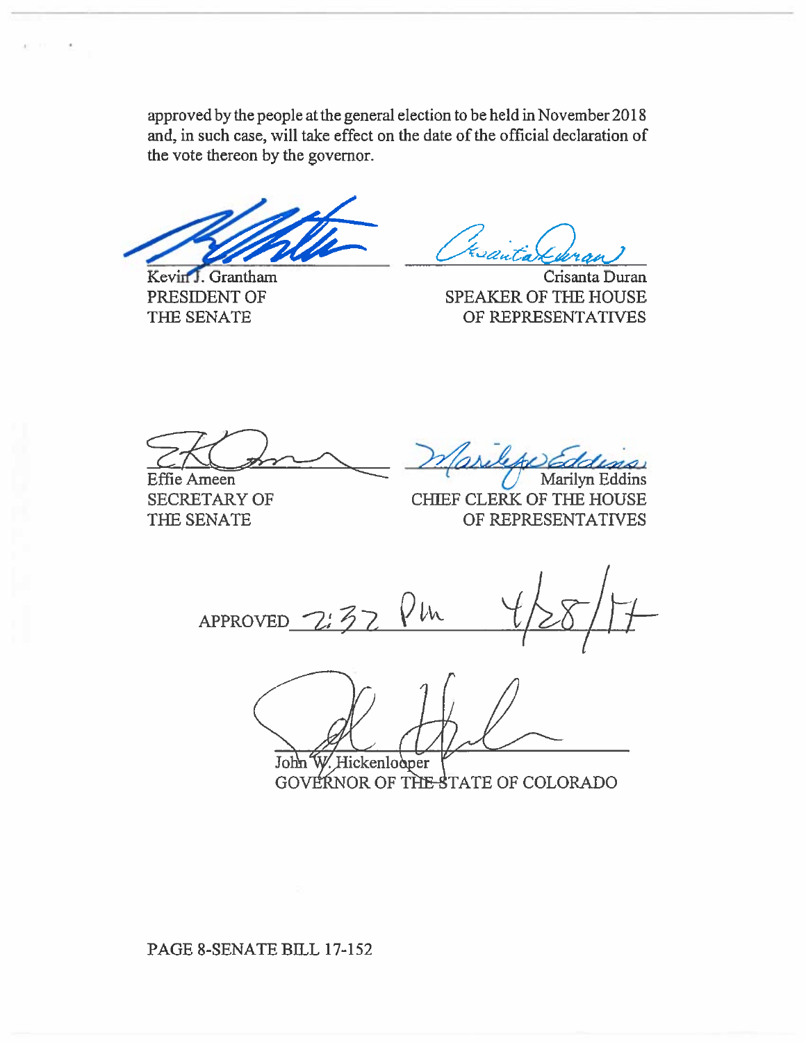approved by the people at the general election to be held in November 2018 and, in such case, will take effect on the date of the official declaration of the vote thereon by the governor.

Kevin J. Grantham
PRESIDENT OF
THE SENATE

Crisanta Duran
SPEAKER OF THE HOUSE
OF REPRESENTATIVES

Effie Ameen
SECRETARY OF
THE SENATE

Marilyn Eddins
CHIEF CLERK OF THE HOUSE
OF REPRESENTATIVES

APPROVED 2:32 PM 4/28/17

John W. Hickenlooper
GOVERNOR OF THE STATE OF COLORADO

PAGE 8-SENATE BILL 17-152